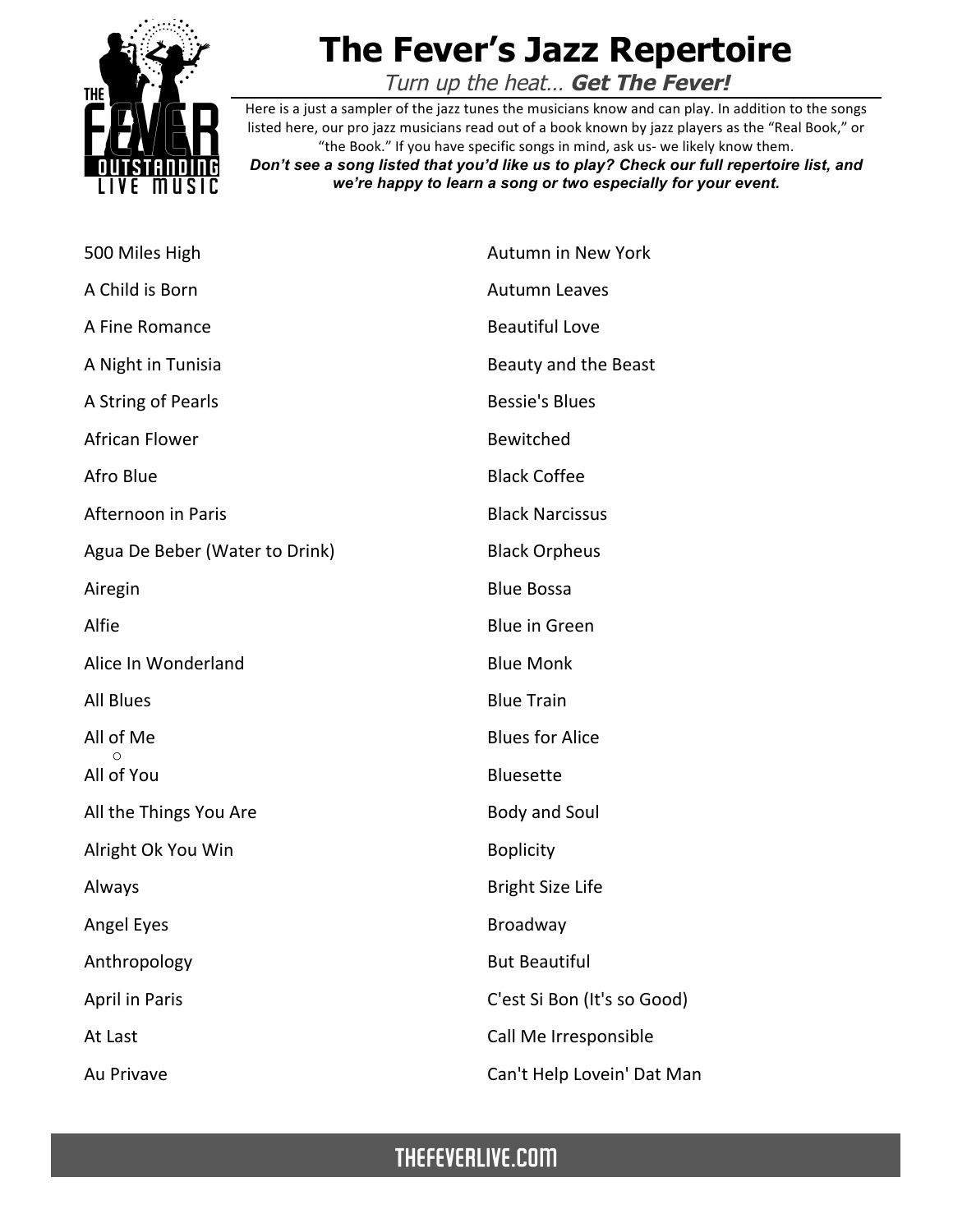# The Fever's Jazz Repertoire

*Turn up the heat… **Get The Fever!***

Here is a just a sampler of the jazz tunes the musicians know and can play. In addition to the songs listed here, our pro jazz musicians read out of a book known by jazz players as the "Real Book," or "the Book." If you have specific songs in mind, ask us- we likely know them.

***Don't see a song listed that you'd like us to play? Check our full repertoire list, and we're happy to learn a song or two especially for your event.***

500 Miles High
A Child is Born
A Fine Romance
A Night in Tunisia
A String of Pearls
African Flower
Afro Blue
Afternoon in Paris
Agua De Beber (Water to Drink)
Airegin
Alfie
Alice In Wonderland
All Blues
All of Me
All of You
All the Things You Are
Alright Ok You Win
Always
Angel Eyes
Anthropology
April in Paris
At Last
Au Privave
Autumn in New York
Autumn Leaves
Beautiful Love
Beauty and the Beast
Bessie's Blues
Bewitched
Black Coffee
Black Narcissus
Black Orpheus
Blue Bossa
Blue in Green
Blue Monk
Blue Train
Blues for Alice
Bluesette
Body and Soul
Boplicity
Bright Size Life
Broadway
But Beautiful
C'est Si Bon (It's so Good)
Call Me Irresponsible
Can't Help Lovein' Dat Man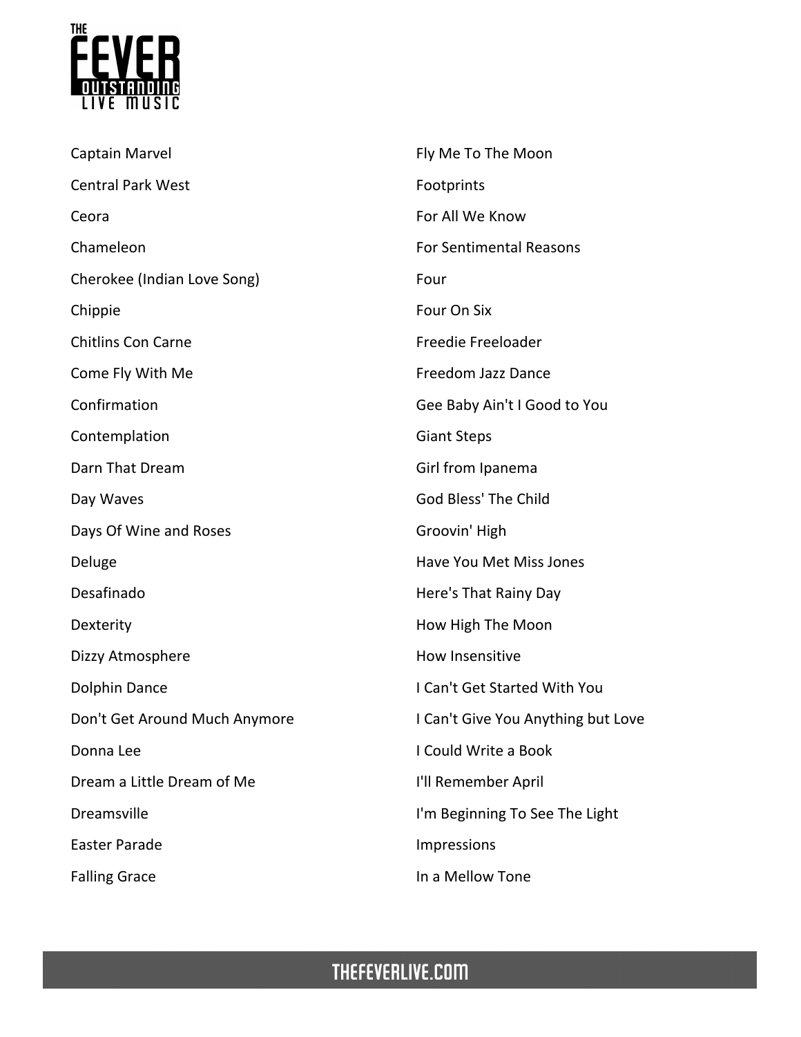Captain Marvel
Central Park West
Ceora
Chameleon
Cherokee (Indian Love Song)
Chippie
Chitlins Con Carne
Come Fly With Me
Confirmation
Contemplation
Darn That Dream
Day Waves
Days Of Wine and Roses
Deluge
Desafinado
Dexterity
Dizzy Atmosphere
Dolphin Dance
Don't Get Around Much Anymore
Donna Lee
Dream a Little Dream of Me
Dreamsville
Easter Parade
Falling Grace
Fly Me To The Moon
Footprints
For All We Know
For Sentimental Reasons
Four
Four On Six
Freedie Freeloader
Freedom Jazz Dance
Gee Baby Ain't I Good to You
Giant Steps
Girl from Ipanema
God Bless' The Child
Groovin' High
Have You Met Miss Jones
Here's That Rainy Day
How High The Moon
How Insensitive
I Can't Get Started With You
I Can't Give You Anything but Love
I Could Write a Book
I'll Remember April
I'm Beginning To See The Light
Impressions
In a Mellow Tone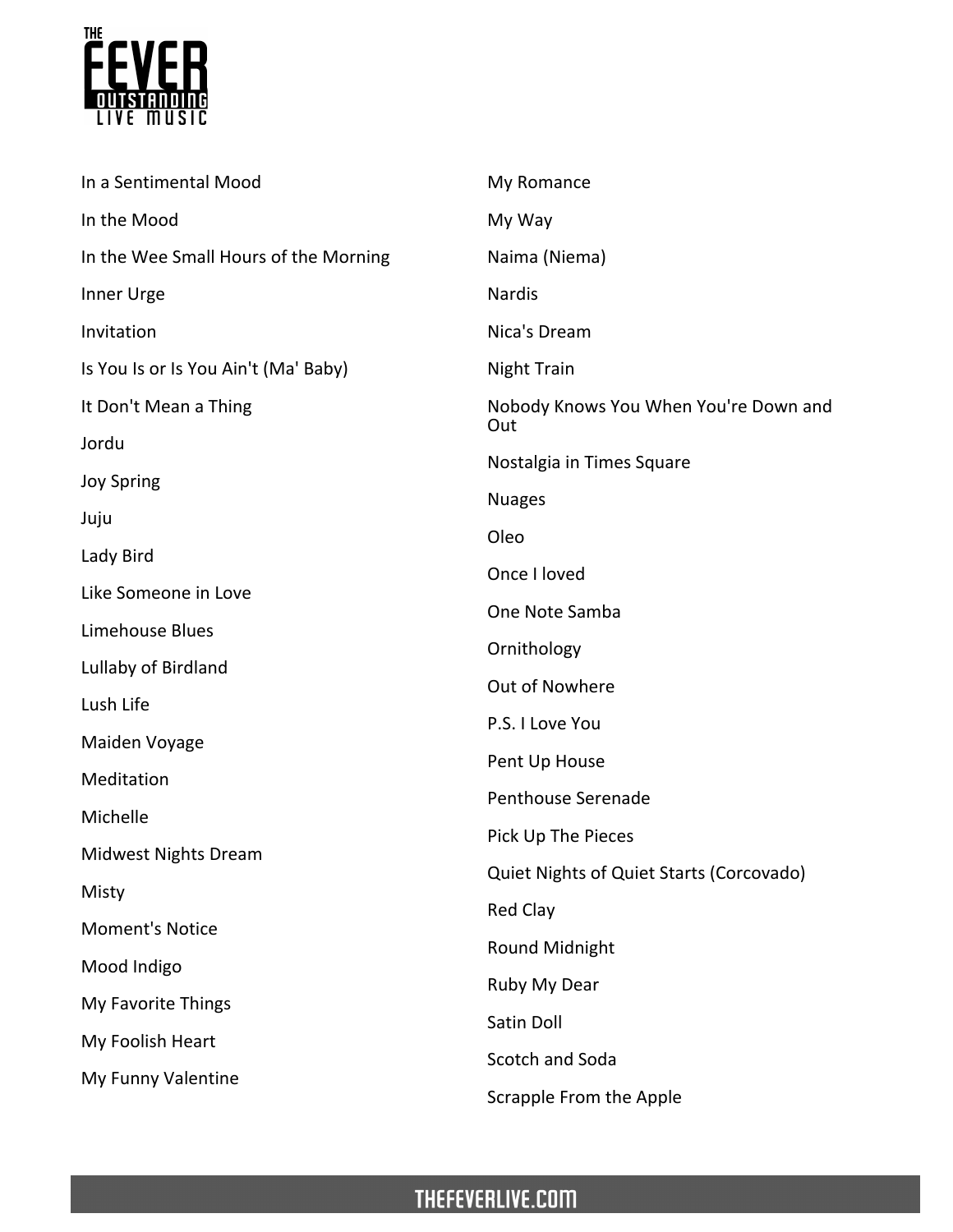In a Sentimental Mood

In the Mood

In the Wee Small Hours of the Morning

Inner Urge

Invitation

Is You Is or Is You Ain't (Ma' Baby)

It Don't Mean a Thing

Jordu

Joy Spring

Juju

Lady Bird

Like Someone in Love

Limehouse Blues

Lullaby of Birdland

Lush Life

Maiden Voyage

Meditation

Michelle

Midwest Nights Dream

Misty

Moment's Notice

Mood Indigo

My Favorite Things

My Foolish Heart

My Funny Valentine

My Romance

My Way

Naima (Niema)

Nardis

Nica's Dream

Night Train

Nobody Knows You When You're Down and Out

Nostalgia in Times Square

Nuages

Oleo

Once I loved

One Note Samba

Ornithology

Out of Nowhere

P.S. I Love You

Pent Up House

Penthouse Serenade

Pick Up The Pieces

Quiet Nights of Quiet Starts (Corcovado)

Red Clay

Round Midnight

Ruby My Dear

Satin Doll

Scotch and Soda

Scrapple From the Apple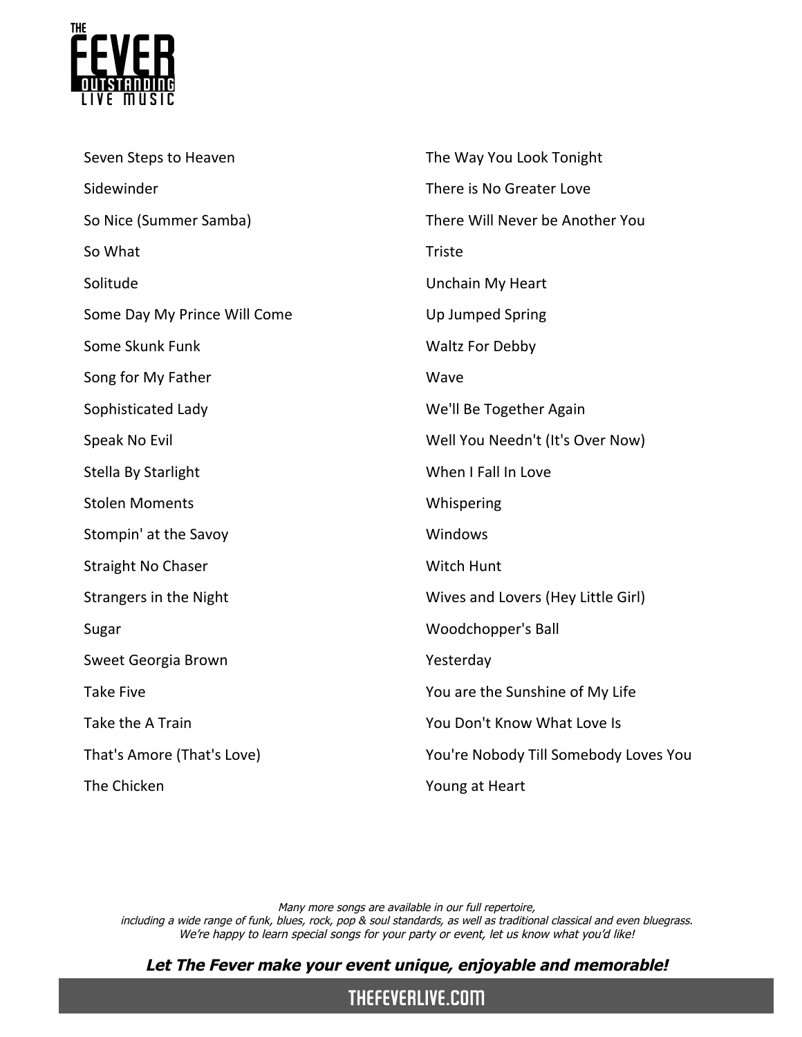- Seven Steps to Heaven
- Sidewinder
- So Nice (Summer Samba)
- So What
- Solitude
- Some Day My Prince Will Come
- Some Skunk Funk
- Song for My Father
- Sophisticated Lady
- Speak No Evil
- Stella By Starlight
- Stolen Moments
- Stompin' at the Savoy
- Straight No Chaser
- Strangers in the Night
- Sugar
- Sweet Georgia Brown
- Take Five
- Take the A Train
- That's Amore (That's Love)
- The Chicken
- The Way You Look Tonight
- There is No Greater Love
- There Will Never be Another You
- Triste
- Unchain My Heart
- Up Jumped Spring
- Waltz For Debby
- Wave
- We'll Be Together Again
- Well You Needn't (It's Over Now)
- When I Fall In Love
- Whispering
- Windows
- Witch Hunt
- Wives and Lovers (Hey Little Girl)
- Woodchopper's Ball
- Yesterday
- You are the Sunshine of My Life
- You Don't Know What Love Is
- You're Nobody Till Somebody Loves You
- Young at Heart

*Many more songs are available in our full repertoire, including a wide range of funk, blues, rock, pop & soul standards, as well as traditional classical and even bluegrass. We're happy to learn special songs for your party or event, let us know what you'd like!*

***Let The Fever make your event unique, enjoyable and memorable!***

THEFEVERLIVE.COM